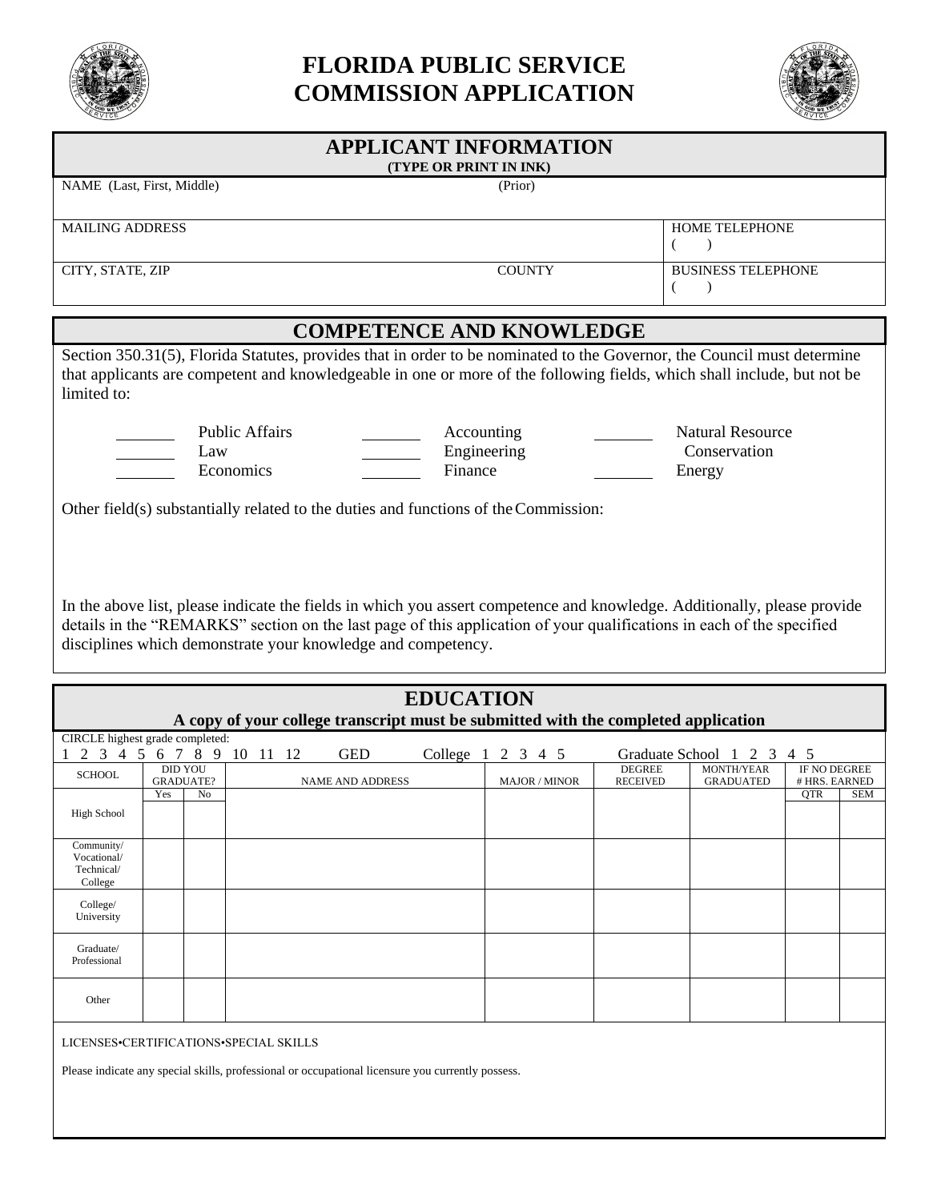# FLORIDA PUBLIC SERVICE COMMISSION APPLICATION

## APPLICANT INFORMATION

**(TYPE OR PRINT IN INK)**

| NAME (Last, First, Middle) | (Prior) | |
|---|---|---|
| MAILING ADDRESS | | HOME TELEPHONE ( ) |
| CITY, STATE, ZIP | COUNTY | BUSINESS TELEPHONE ( ) |

## COMPETENCE AND KNOWLEDGE

Section 350.31(5), Florida Statutes, provides that in order to be nominated to the Governor, the Council must determine that applicants are competent and knowledgeable in one or more of the following fields, which shall include, but not be limited to:

_______ Public Affairs
_______ Law
_______ Economics
_______ Accounting
_______ Engineering
_______ Finance
_______ Natural Resource Conservation
_______ Energy

Other field(s) substantially related to the duties and functions of the Commission:

In the above list, please indicate the fields in which you assert competence and knowledge. Additionally, please provide details in the "REMARKS" section on the last page of this application of your qualifications in each of the specified disciplines which demonstrate your knowledge and competency.

## EDUCATION

**A copy of your college transcript must be submitted with the completed application**

CIRCLE highest grade completed:
1 2 3 4 5 6 7 8 9 10 11 12 GED College 1 2 3 4 5 Graduate School 1 2 3 4 5

| SCHOOL | DID YOU GRADUATE? | | NAME AND ADDRESS | MAJOR / MINOR | DEGREE RECEIVED | MONTH/YEAR GRADUATED | IF NO DEGREE # HRS. EARNED | |
|---|---|---|---|---|---|---|---|---|
| | Yes | No | | | | | QTR | SEM |
| High School | | | | | | | | |
| Community/ Vocational/ Technical/ College | | | | | | | | |
| College/ University | | | | | | | | |
| Graduate/ Professional | | | | | | | | |
| Other | | | | | | | | |

LICENSES•CERTIFICATIONS•SPECIAL SKILLS

Please indicate any special skills, professional or occupational licensure you currently possess.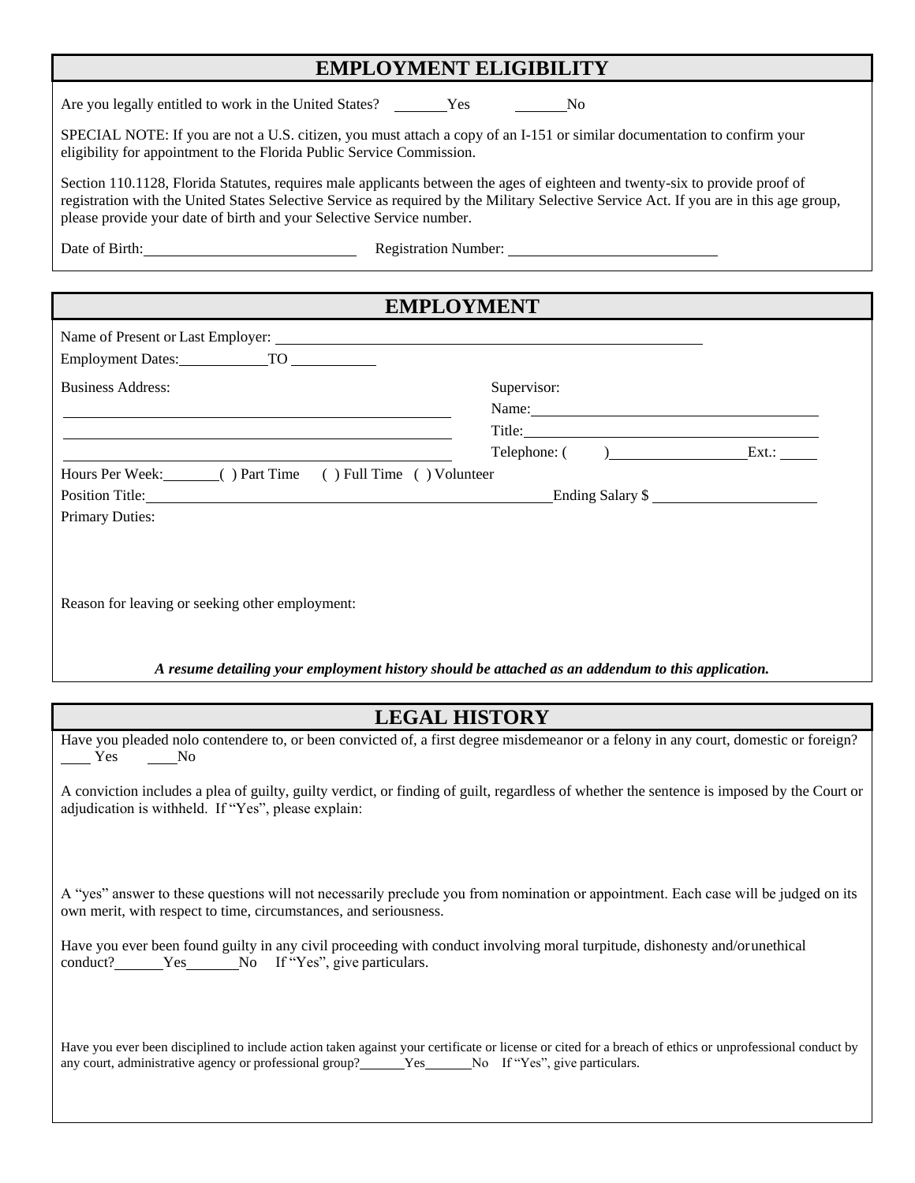## EMPLOYMENT ELIGIBILITY

Are you legally entitled to work in the United States? _______Yes _______No

SPECIAL NOTE: If you are not a U.S. citizen, you must attach a copy of an I-151 or similar documentation to confirm your eligibility for appointment to the Florida Public Service Commission.

Section 110.1128, Florida Statutes, requires male applicants between the ages of eighteen and twenty-six to provide proof of registration with the United States Selective Service as required by the Military Selective Service Act. If you are in this age group, please provide your date of birth and your Selective Service number.

Date of Birth: ____________________________ Registration Number: ____________________________

## EMPLOYMENT

Name of Present or Last Employer: ____________________________________________________________

Employment Dates: ____________ TO ____________

Business Address:

______________________________________________________

______________________________________________________

______________________________________________________

Supervisor:

Name: ________________________________________

Title: ________________________________________

Telephone: ( ) __________________ Ext.: _____

Hours Per Week: ________ ( ) Part Time ( ) Full Time ( ) Volunteer

Position Title: ________________________________________________________ Ending Salary $ ______________________

Primary Duties:

Reason for leaving or seeking other employment:

***A resume detailing your employment history should be attached as an addendum to this application.***

## LEGAL HISTORY

Have you pleaded nolo contendere to, or been convicted of, a first degree misdemeanor or a felony in any court, domestic or foreign? ____ Yes ____ No

A conviction includes a plea of guilty, guilty verdict, or finding of guilt, regardless of whether the sentence is imposed by the Court or adjudication is withheld. If "Yes", please explain:

A "yes" answer to these questions will not necessarily preclude you from nomination or appointment. Each case will be judged on its own merit, with respect to time, circumstances, and seriousness.

Have you ever been found guilty in any civil proceeding with conduct involving moral turpitude, dishonesty and/or unethical conduct? _______Yes _______No If "Yes", give particulars.

Have you ever been disciplined to include action taken against your certificate or license or cited for a breach of ethics or unprofessional conduct by any court, administrative agency or professional group? _______Yes _______No If "Yes", give particulars.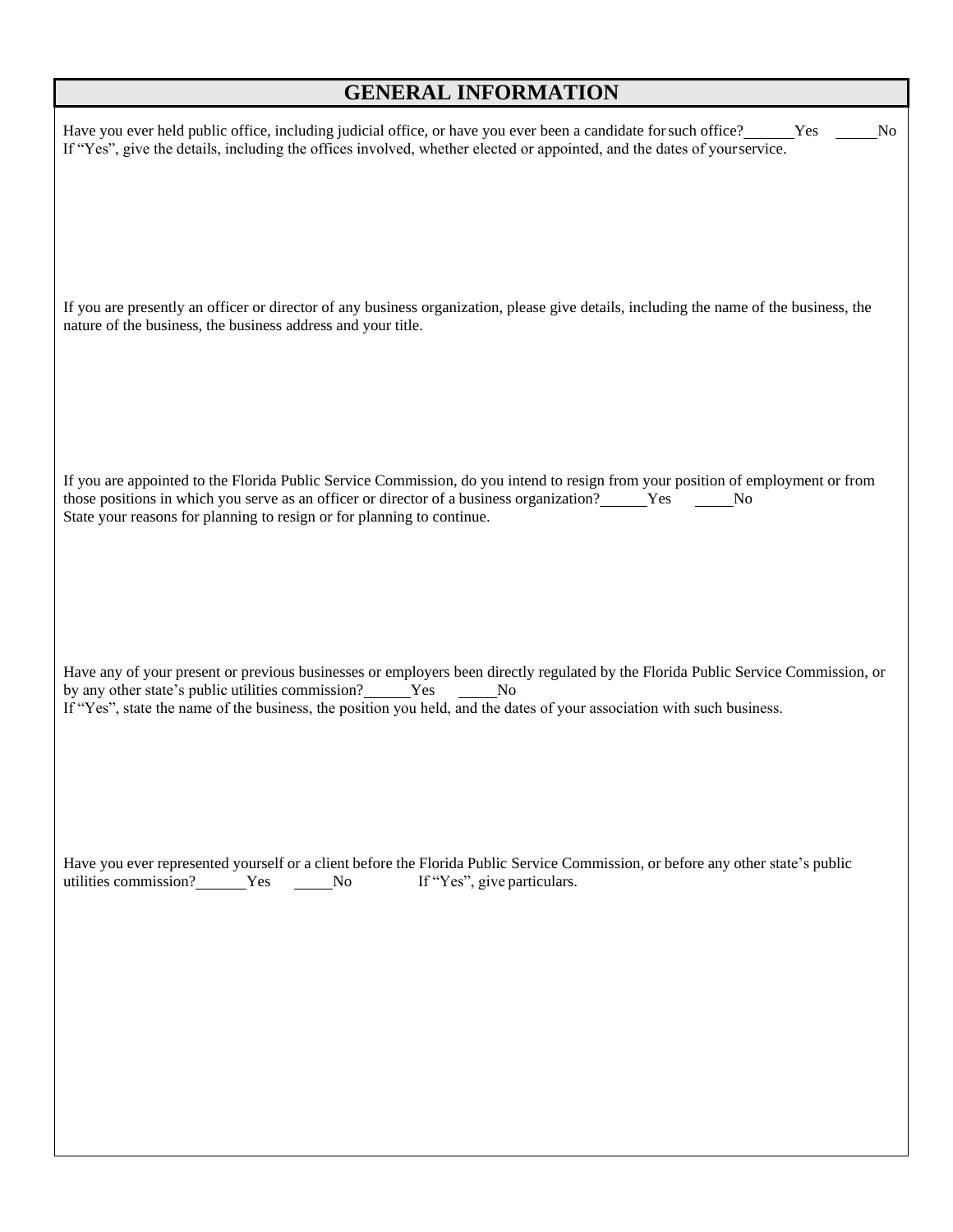## GENERAL INFORMATION

Have you ever held public office, including judicial office, or have you ever been a candidate for such office? ______Yes ______No
If "Yes", give the details, including the offices involved, whether elected or appointed, and the dates of your service.

If you are presently an officer or director of any business organization, please give details, including the name of the business, the nature of the business, the business address and your title.

If you are appointed to the Florida Public Service Commission, do you intend to resign from your position of employment or from those positions in which you serve as an officer or director of a business organization? ______Yes ______No
State your reasons for planning to resign or for planning to continue.

Have any of your present or previous businesses or employers been directly regulated by the Florida Public Service Commission, or by any other state's public utilities commission? ______Yes ______No
If "Yes", state the name of the business, the position you held, and the dates of your association with such business.

Have you ever represented yourself or a client before the Florida Public Service Commission, or before any other state's public utilities commission? ______Yes ______No If "Yes", give particulars.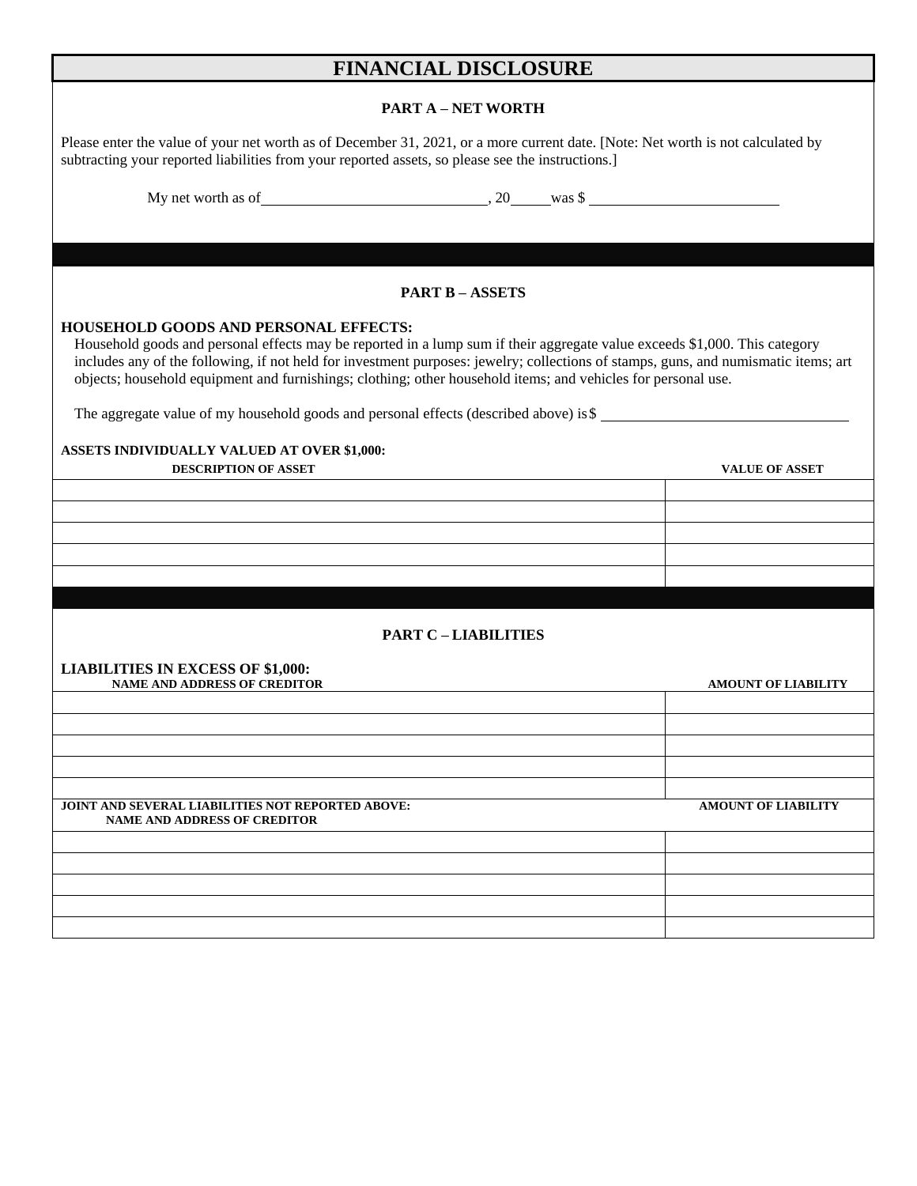# FINANCIAL DISCLOSURE

## PART A – NET WORTH

Please enter the value of your net worth as of December 31, 2021, or a more current date. [Note: Net worth is not calculated by subtracting your reported liabilities from your reported assets, so please see the instructions.]

My net worth as of ______________________________, 20_____ was $ _________________________

## PART B – ASSETS

### HOUSEHOLD GOODS AND PERSONAL EFFECTS:

Household goods and personal effects may be reported in a lump sum if their aggregate value exceeds $1,000. This category includes any of the following, if not held for investment purposes: jewelry; collections of stamps, guns, and numismatic items; art objects; household equipment and furnishings; clothing; other household items; and vehicles for personal use.

The aggregate value of my household goods and personal effects (described above) is $ ________________________________

**ASSETS INDIVIDUALLY VALUED AT OVER $1,000:**

| DESCRIPTION OF ASSET | VALUE OF ASSET |
|---|---|
| | |
| | |
| | |
| | |
| | |

## PART C – LIABILITIES

### LIABILITIES IN EXCESS OF $1,000:

| NAME AND ADDRESS OF CREDITOR | AMOUNT OF LIABILITY |
|---|---|
| | |
| | |
| | |
| | |
| | |

| JOINT AND SEVERAL LIABILITIES NOT REPORTED ABOVE: NAME AND ADDRESS OF CREDITOR | AMOUNT OF LIABILITY |
|---|---|
| | |
| | |
| | |
| | |
| | |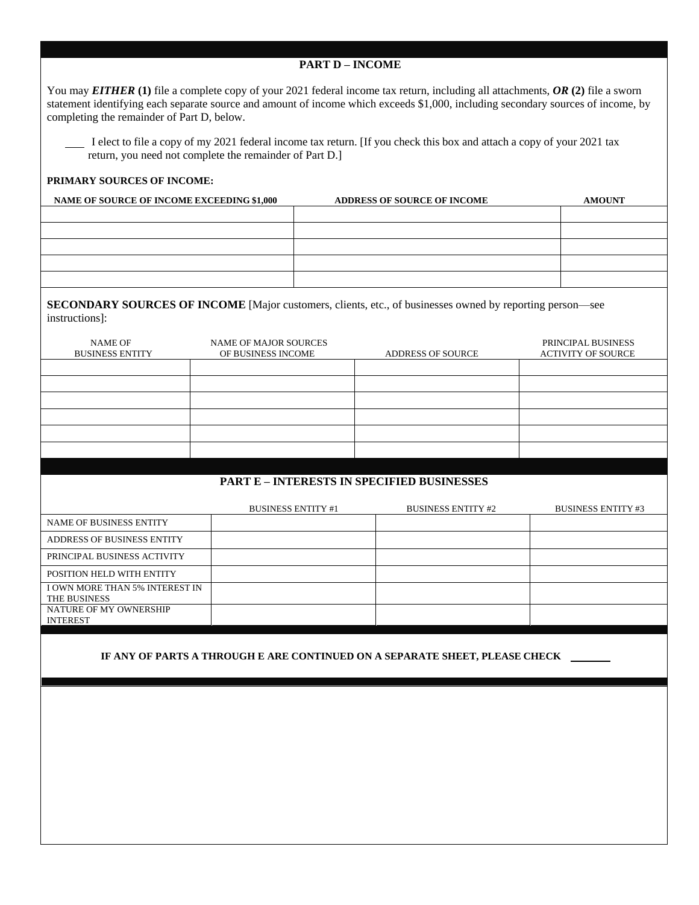## PART D – INCOME

You may ***EITHER*** **(1)** file a complete copy of your 2021 federal income tax return, including all attachments, ***OR*** **(2)** file a sworn statement identifying each separate source and amount of income which exceeds $1,000, including secondary sources of income, by completing the remainder of Part D, below.

___ I elect to file a copy of my 2021 federal income tax return. [If you check this box and attach a copy of your 2021 tax return, you need not complete the remainder of Part D.]

**PRIMARY SOURCES OF INCOME:**

| NAME OF SOURCE OF INCOME EXCEEDING $1,000 | ADDRESS OF SOURCE OF INCOME | AMOUNT |
|---|---|---|
| | | |
| | | |
| | | |
| | | |
| | | |

**SECONDARY SOURCES OF INCOME** [Major customers, clients, etc., of businesses owned by reporting person—see instructions]:

| NAME OF BUSINESS ENTITY | NAME OF MAJOR SOURCES OF BUSINESS INCOME | ADDRESS OF SOURCE | PRINCIPAL BUSINESS ACTIVITY OF SOURCE |
|---|---|---|---|
| | | | |
| | | | |
| | | | |
| | | | |
| | | | |
| | | | |

## PART E – INTERESTS IN SPECIFIED BUSINESSES

| | BUSINESS ENTITY #1 | BUSINESS ENTITY #2 | BUSINESS ENTITY #3 |
|---|---|---|---|
| NAME OF BUSINESS ENTITY | | | |
| ADDRESS OF BUSINESS ENTITY | | | |
| PRINCIPAL BUSINESS ACTIVITY | | | |
| POSITION HELD WITH ENTITY | | | |
| I OWN MORE THAN 5% INTEREST IN THE BUSINESS | | | |
| NATURE OF MY OWNERSHIP INTEREST | | | |

**IF ANY OF PARTS A THROUGH E ARE CONTINUED ON A SEPARATE SHEET, PLEASE CHECK** ______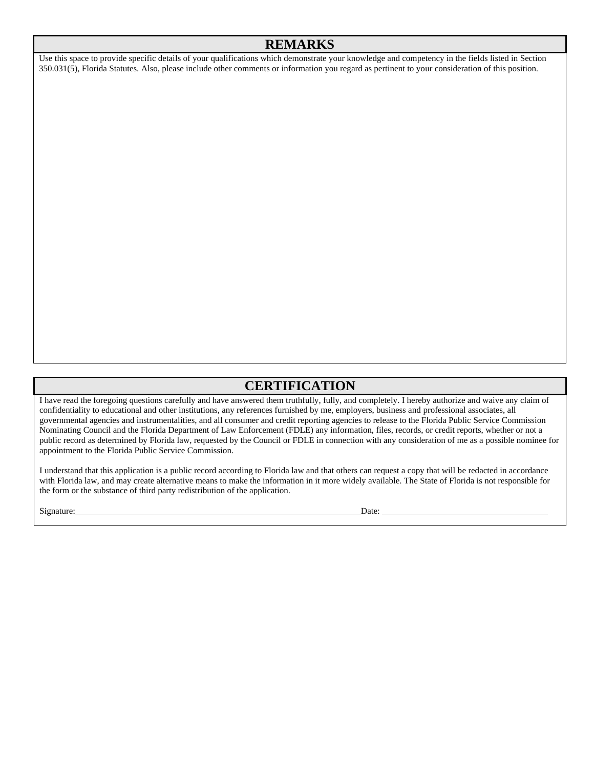## REMARKS

Use this space to provide specific details of your qualifications which demonstrate your knowledge and competency in the fields listed in Section 350.031(5), Florida Statutes. Also, please include other comments or information you regard as pertinent to your consideration of this position.

## CERTIFICATION

I have read the foregoing questions carefully and have answered them truthfully, fully, and completely. I hereby authorize and waive any claim of confidentiality to educational and other institutions, any references furnished by me, employers, business and professional associates, all governmental agencies and instrumentalities, and all consumer and credit reporting agencies to release to the Florida Public Service Commission Nominating Council and the Florida Department of Law Enforcement (FDLE) any information, files, records, or credit reports, whether or not a public record as determined by Florida law, requested by the Council or FDLE in connection with any consideration of me as a possible nominee for appointment to the Florida Public Service Commission.

I understand that this application is a public record according to Florida law and that others can request a copy that will be redacted in accordance with Florida law, and may create alternative means to make the information in it more widely available. The State of Florida is not responsible for the form or the substance of third party redistribution of the application.

Signature:\_\_\_\_\_\_\_\_\_\_\_\_\_\_\_\_\_\_\_\_\_\_\_\_\_\_\_\_\_\_\_\_\_\_\_\_\_\_\_\_ Date: \_\_\_\_\_\_\_\_\_\_\_\_\_\_\_\_\_\_\_\_\_\_\_\_